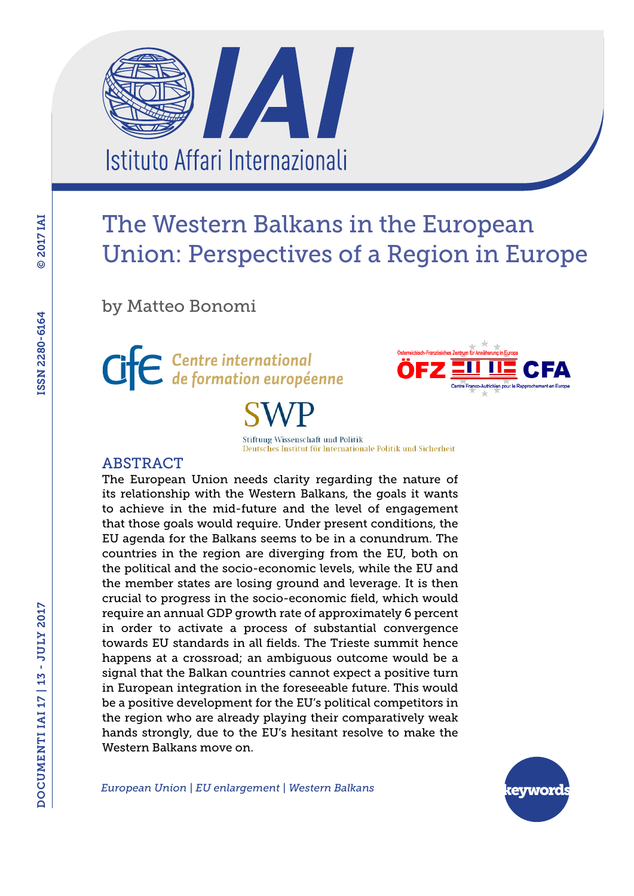# The Western Balkans in the European Union: Perspectives of a Region in Europe

by Matteo Bonomi

## ABSTRACT

The European Union needs clarity regarding the nature of its relationship with the Western Balkans, the goals it wants to achieve in the mid-future and the level of engagement that those goals would require. Under present conditions, the EU agenda for the Balkans seems to be in a conundrum. The countries in the region are diverging from the EU, both on the political and the socio-economic levels, while the EU and the member states are losing ground and leverage. It is then crucial to progress in the socio-economic field, which would require an annual GDP growth rate of approximately 6 percent in order to activate a process of substantial convergence towards EU standards in all fields. The Trieste summit hence happens at a crossroad; an ambiguous outcome would be a signal that the Balkan countries cannot expect a positive turn in European integration in the foreseeable future. This would be a positive development for the EU's political competitors in the region who are already playing their comparatively weak hands strongly, due to the EU's hesitant resolve to make the Western Balkans move on.

*European Union | EU enlargement | Western Balkans*

keywords

DOCUMENTI IAI 17 | 13 - JULY 2017

ISSN 2280-6164

© 2017 IAI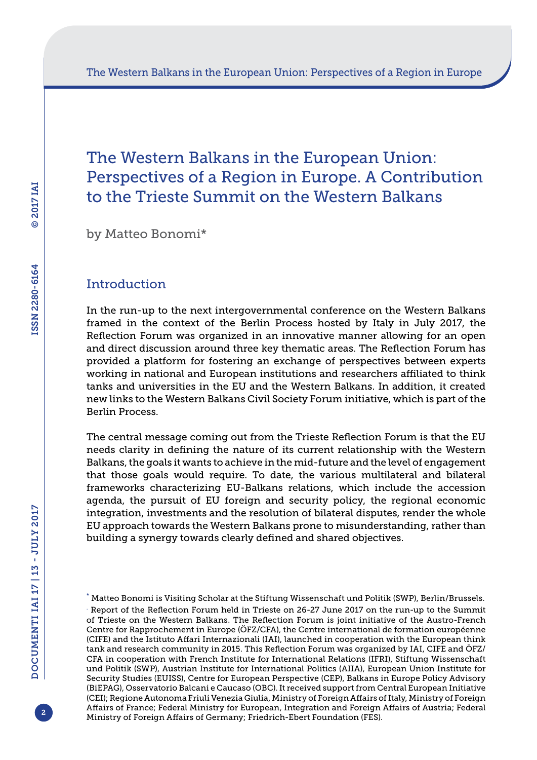# The Western Balkans in the European Union: Perspectives of a Region in Europe. A Contribution to the Trieste Summit on the Western Balkans

by Matteo Bonomi*

## Introduction

In the run-up to the next intergovernmental conference on the Western Balkans framed in the context of the Berlin Process hosted by Italy in July 2017, the Reflection Forum was organized in an innovative manner allowing for an open and direct discussion around three key thematic areas. The Reflection Forum has provided a platform for fostering an exchange of perspectives between experts working in national and European institutions and researchers affiliated to think tanks and universities in the EU and the Western Balkans. In addition, it created new links to the Western Balkans Civil Society Forum initiative, which is part of the Berlin Process.

The central message coming out from the Trieste Reflection Forum is that the EU needs clarity in defining the nature of its current relationship with the Western Balkans, the goals it wants to achieve in the mid-future and the level of engagement that those goals would require. To date, the various multilateral and bilateral frameworks characterizing EU-Balkans relations, which include the accession agenda, the pursuit of EU foreign and security policy, the regional economic integration, investments and the resolution of bilateral disputes, render the whole EU approach towards the Western Balkans prone to misunderstanding, rather than building a synergy towards clearly defined and shared objectives.

---

* Matteo Bonomi is Visiting Scholar at the Stiftung Wissenschaft und Politik (SWP), Berlin/Brussels.

. Report of the Reflection Forum held in Trieste on 26-27 June 2017 on the run-up to the Summit of Trieste on the Western Balkans. The Reflection Forum is joint initiative of the Austro-French Centre for Rapprochement in Europe (ÖFZ/CFA), the Centre international de formation européenne (CIFE) and the Istituto Affari Internazionali (IAI), launched in cooperation with the European think tank and research community in 2015. This Reflection Forum was organized by IAI, CIFE and ÖFZ/CFA in cooperation with French Institute for International Relations (IFRI), Stiftung Wissenschaft und Politik (SWP), Austrian Institute for International Politics (AIIA), European Union Institute for Security Studies (EUISS), Centre for European Perspective (CEP), Balkans in Europe Policy Advisory (BiEPAG), Osservatorio Balcani e Caucaso (OBC). It received support from Central European Initiative (CEI); Regione Autonoma Friuli Venezia Giulia, Ministry of Foreign Affairs of Italy, Ministry of Foreign Affairs of France; Federal Ministry for European, Integration and Foreign Affairs of Austria; Federal Ministry of Foreign Affairs of Germany; Friedrich-Ebert Foundation (FES).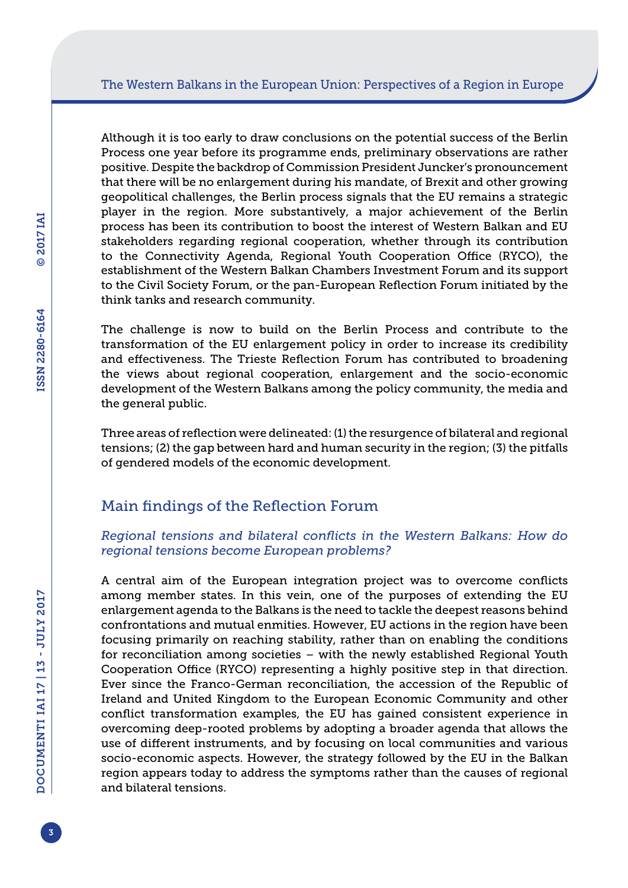Although it is too early to draw conclusions on the potential success of the Berlin Process one year before its programme ends, preliminary observations are rather positive. Despite the backdrop of Commission President Juncker's pronouncement that there will be no enlargement during his mandate, of Brexit and other growing geopolitical challenges, the Berlin process signals that the EU remains a strategic player in the region. More substantively, a major achievement of the Berlin process has been its contribution to boost the interest of Western Balkan and EU stakeholders regarding regional cooperation, whether through its contribution to the Connectivity Agenda, Regional Youth Cooperation Office (RYCO), the establishment of the Western Balkan Chambers Investment Forum and its support to the Civil Society Forum, or the pan-European Reflection Forum initiated by the think tanks and research community.

The challenge is now to build on the Berlin Process and contribute to the transformation of the EU enlargement policy in order to increase its credibility and effectiveness. The Trieste Reflection Forum has contributed to broadening the views about regional cooperation, enlargement and the socio-economic development of the Western Balkans among the policy community, the media and the general public.

Three areas of reflection were delineated: (1) the resurgence of bilateral and regional tensions; (2) the gap between hard and human security in the region; (3) the pitfalls of gendered models of the economic development.

## Main findings of the Reflection Forum

### *Regional tensions and bilateral conflicts in the Western Balkans: How do regional tensions become European problems?*

A central aim of the European integration project was to overcome conflicts among member states. In this vein, one of the purposes of extending the EU enlargement agenda to the Balkans is the need to tackle the deepest reasons behind confrontations and mutual enmities. However, EU actions in the region have been focusing primarily on reaching stability, rather than on enabling the conditions for reconciliation among societies – with the newly established Regional Youth Cooperation Office (RYCO) representing a highly positive step in that direction. Ever since the Franco-German reconciliation, the accession of the Republic of Ireland and United Kingdom to the European Economic Community and other conflict transformation examples, the EU has gained consistent experience in overcoming deep-rooted problems by adopting a broader agenda that allows the use of different instruments, and by focusing on local communities and various socio-economic aspects. However, the strategy followed by the EU in the Balkan region appears today to address the symptoms rather than the causes of regional and bilateral tensions.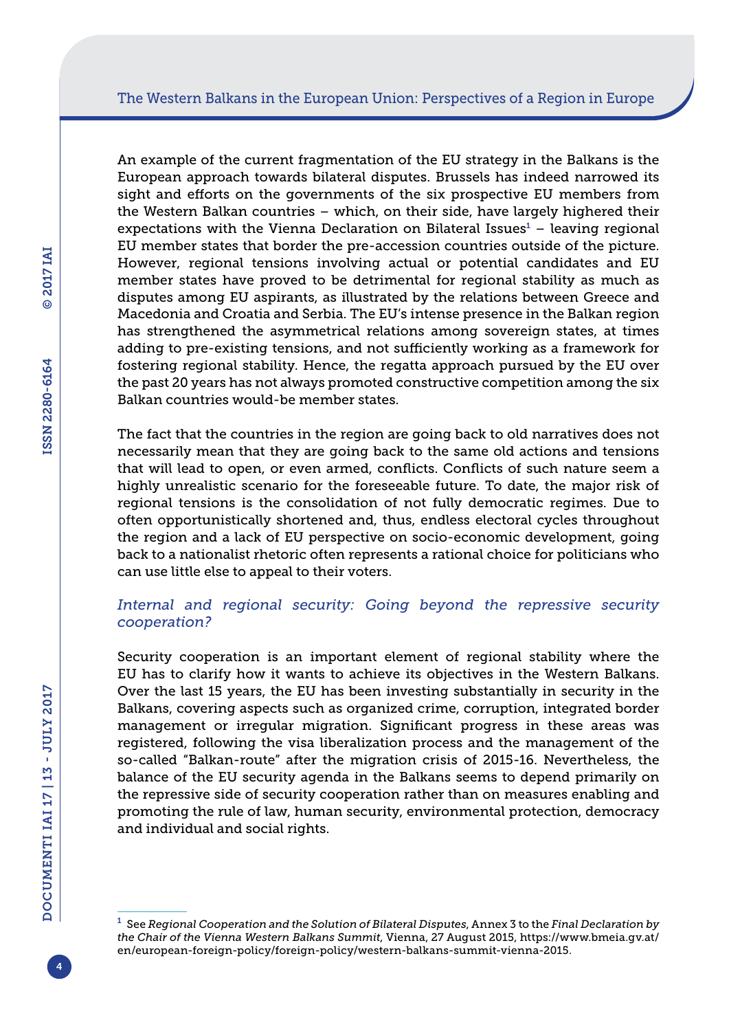An example of the current fragmentation of the EU strategy in the Balkans is the European approach towards bilateral disputes. Brussels has indeed narrowed its sight and efforts on the governments of the six prospective EU members from the Western Balkan countries – which, on their side, have largely highered their expectations with the Vienna Declaration on Bilateral Issues[1] – leaving regional EU member states that border the pre-accession countries outside of the picture. However, regional tensions involving actual or potential candidates and EU member states have proved to be detrimental for regional stability as much as disputes among EU aspirants, as illustrated by the relations between Greece and Macedonia and Croatia and Serbia. The EU's intense presence in the Balkan region has strengthened the asymmetrical relations among sovereign states, at times adding to pre-existing tensions, and not sufficiently working as a framework for fostering regional stability. Hence, the regatta approach pursued by the EU over the past 20 years has not always promoted constructive competition among the six Balkan countries would-be member states.

The fact that the countries in the region are going back to old narratives does not necessarily mean that they are going back to the same old actions and tensions that will lead to open, or even armed, conflicts. Conflicts of such nature seem a highly unrealistic scenario for the foreseeable future. To date, the major risk of regional tensions is the consolidation of not fully democratic regimes. Due to often opportunistically shortened and, thus, endless electoral cycles throughout the region and a lack of EU perspective on socio-economic development, going back to a nationalist rhetoric often represents a rational choice for politicians who can use little else to appeal to their voters.

### *Internal and regional security: Going beyond the repressive security cooperation?*

Security cooperation is an important element of regional stability where the EU has to clarify how it wants to achieve its objectives in the Western Balkans. Over the last 15 years, the EU has been investing substantially in security in the Balkans, covering aspects such as organized crime, corruption, integrated border management or irregular migration. Significant progress in these areas was registered, following the visa liberalization process and the management of the so-called "Balkan-route" after the migration crisis of 2015-16. Nevertheless, the balance of the EU security agenda in the Balkans seems to depend primarily on the repressive side of security cooperation rather than on measures enabling and promoting the rule of law, human security, environmental protection, democracy and individual and social rights.

---

[1] See *Regional Cooperation and the Solution of Bilateral Disputes*, Annex 3 to the *Final Declaration by the Chair of the Vienna Western Balkans Summit*, Vienna, 27 August 2015, https://www.bmeia.gv.at/en/european-foreign-policy/foreign-policy/western-balkans-summit-vienna-2015.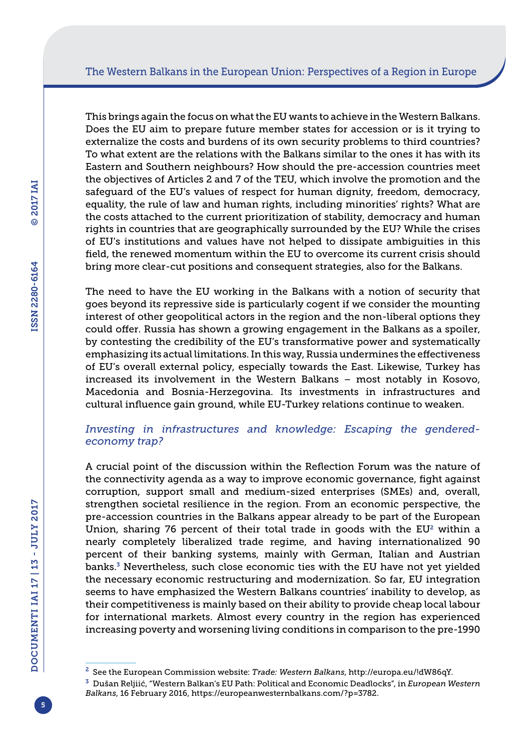This brings again the focus on what the EU wants to achieve in the Western Balkans. Does the EU aim to prepare future member states for accession or is it trying to externalize the costs and burdens of its own security problems to third countries? To what extent are the relations with the Balkans similar to the ones it has with its Eastern and Southern neighbours? How should the pre-accession countries meet the objectives of Articles 2 and 7 of the TEU, which involve the promotion and the safeguard of the EU's values of respect for human dignity, freedom, democracy, equality, the rule of law and human rights, including minorities' rights? What are the costs attached to the current prioritization of stability, democracy and human rights in countries that are geographically surrounded by the EU? While the crises of EU's institutions and values have not helped to dissipate ambiguities in this field, the renewed momentum within the EU to overcome its current crisis should bring more clear-cut positions and consequent strategies, also for the Balkans.

The need to have the EU working in the Balkans with a notion of security that goes beyond its repressive side is particularly cogent if we consider the mounting interest of other geopolitical actors in the region and the non-liberal options they could offer. Russia has shown a growing engagement in the Balkans as a spoiler, by contesting the credibility of the EU's transformative power and systematically emphasizing its actual limitations. In this way, Russia undermines the effectiveness of EU's overall external policy, especially towards the East. Likewise, Turkey has increased its involvement in the Western Balkans – most notably in Kosovo, Macedonia and Bosnia-Herzegovina. Its investments in infrastructures and cultural influence gain ground, while EU-Turkey relations continue to weaken.

### *Investing in infrastructures and knowledge: Escaping the gendered-economy trap?*

A crucial point of the discussion within the Reflection Forum was the nature of the connectivity agenda as a way to improve economic governance, fight against corruption, support small and medium-sized enterprises (SMEs) and, overall, strengthen societal resilience in the region. From an economic perspective, the pre-accession countries in the Balkans appear already to be part of the European Union, sharing 76 percent of their total trade in goods with the EU[2] within a nearly completely liberalized trade regime, and having internationalized 90 percent of their banking systems, mainly with German, Italian and Austrian banks.[3] Nevertheless, such close economic ties with the EU have not yet yielded the necessary economic restructuring and modernization. So far, EU integration seems to have emphasized the Western Balkans countries' inability to develop, as their competitiveness is mainly based on their ability to provide cheap local labour for international markets. Almost every country in the region has experienced increasing poverty and worsening living conditions in comparison to the pre-1990

---

[2] See the European Commission website: *Trade: Western Balkans*, http://europa.eu/!dW86qY.

[3] Dušan Reljiić, "Western Balkan's EU Path: Political and Economic Deadlocks", in *European Western Balkans*, 16 February 2016, https://europeanwesternbalkans.com/?p=3782.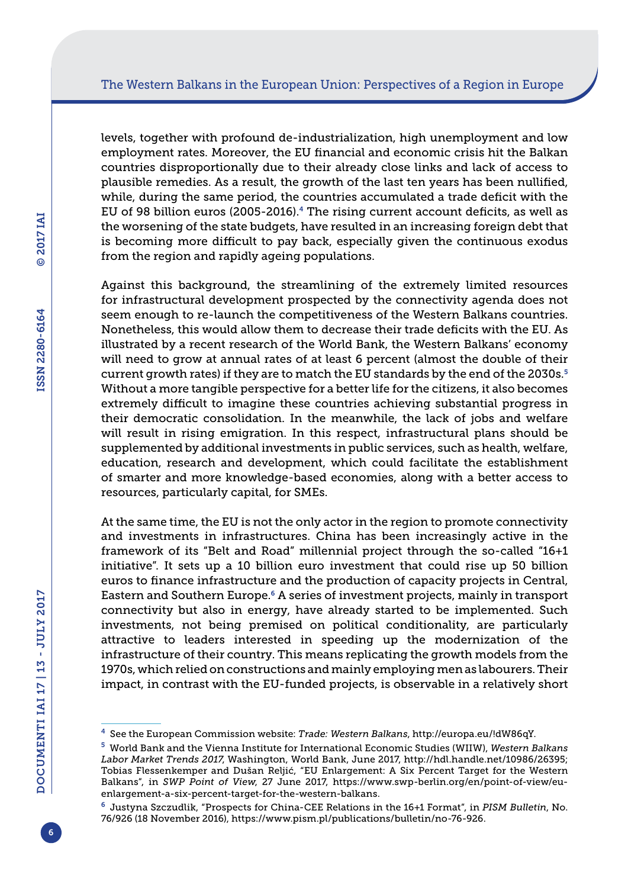levels, together with profound de-industrialization, high unemployment and low employment rates. Moreover, the EU financial and economic crisis hit the Balkan countries disproportionally due to their already close links and lack of access to plausible remedies. As a result, the growth of the last ten years has been nullified, while, during the same period, the countries accumulated a trade deficit with the EU of 98 billion euros (2005-2016).[4] The rising current account deficits, as well as the worsening of the state budgets, have resulted in an increasing foreign debt that is becoming more difficult to pay back, especially given the continuous exodus from the region and rapidly ageing populations.

Against this background, the streamlining of the extremely limited resources for infrastructural development prospected by the connectivity agenda does not seem enough to re-launch the competitiveness of the Western Balkans countries. Nonetheless, this would allow them to decrease their trade deficits with the EU. As illustrated by a recent research of the World Bank, the Western Balkans' economy will need to grow at annual rates of at least 6 percent (almost the double of their current growth rates) if they are to match the EU standards by the end of the 2030s.[5] Without a more tangible perspective for a better life for the citizens, it also becomes extremely difficult to imagine these countries achieving substantial progress in their democratic consolidation. In the meanwhile, the lack of jobs and welfare will result in rising emigration. In this respect, infrastructural plans should be supplemented by additional investments in public services, such as health, welfare, education, research and development, which could facilitate the establishment of smarter and more knowledge-based economies, along with a better access to resources, particularly capital, for SMEs.

At the same time, the EU is not the only actor in the region to promote connectivity and investments in infrastructures. China has been increasingly active in the framework of its "Belt and Road" millennial project through the so-called "16+1 initiative". It sets up a 10 billion euro investment that could rise up 50 billion euros to finance infrastructure and the production of capacity projects in Central, Eastern and Southern Europe.[6] A series of investment projects, mainly in transport connectivity but also in energy, have already started to be implemented. Such investments, not being premised on political conditionality, are particularly attractive to leaders interested in speeding up the modernization of the infrastructure of their country. This means replicating the growth models from the 1970s, which relied on constructions and mainly employing men as labourers. Their impact, in contrast with the EU-funded projects, is observable in a relatively short

---

[4] See the European Commission website: *Trade: Western Balkans*, http://europa.eu/!dW86qY.

[5] World Bank and the Vienna Institute for International Economic Studies (WIIW), *Western Balkans Labor Market Trends 2017*, Washington, World Bank, June 2017, http://hdl.handle.net/10986/26395; Tobias Flessenkemper and Dušan Reljić, "EU Enlargement: A Six Percent Target for the Western Balkans", in *SWP Point of View*, 27 June 2017, https://www.swp-berlin.org/en/point-of-view/eu-enlargement-a-six-percent-target-for-the-western-balkans.

[6] Justyna Szczudlik, "Prospects for China-CEE Relations in the 16+1 Format", in *PISM Bulletin*, No. 76/926 (18 November 2016), https://www.pism.pl/publications/bulletin/no-76-926.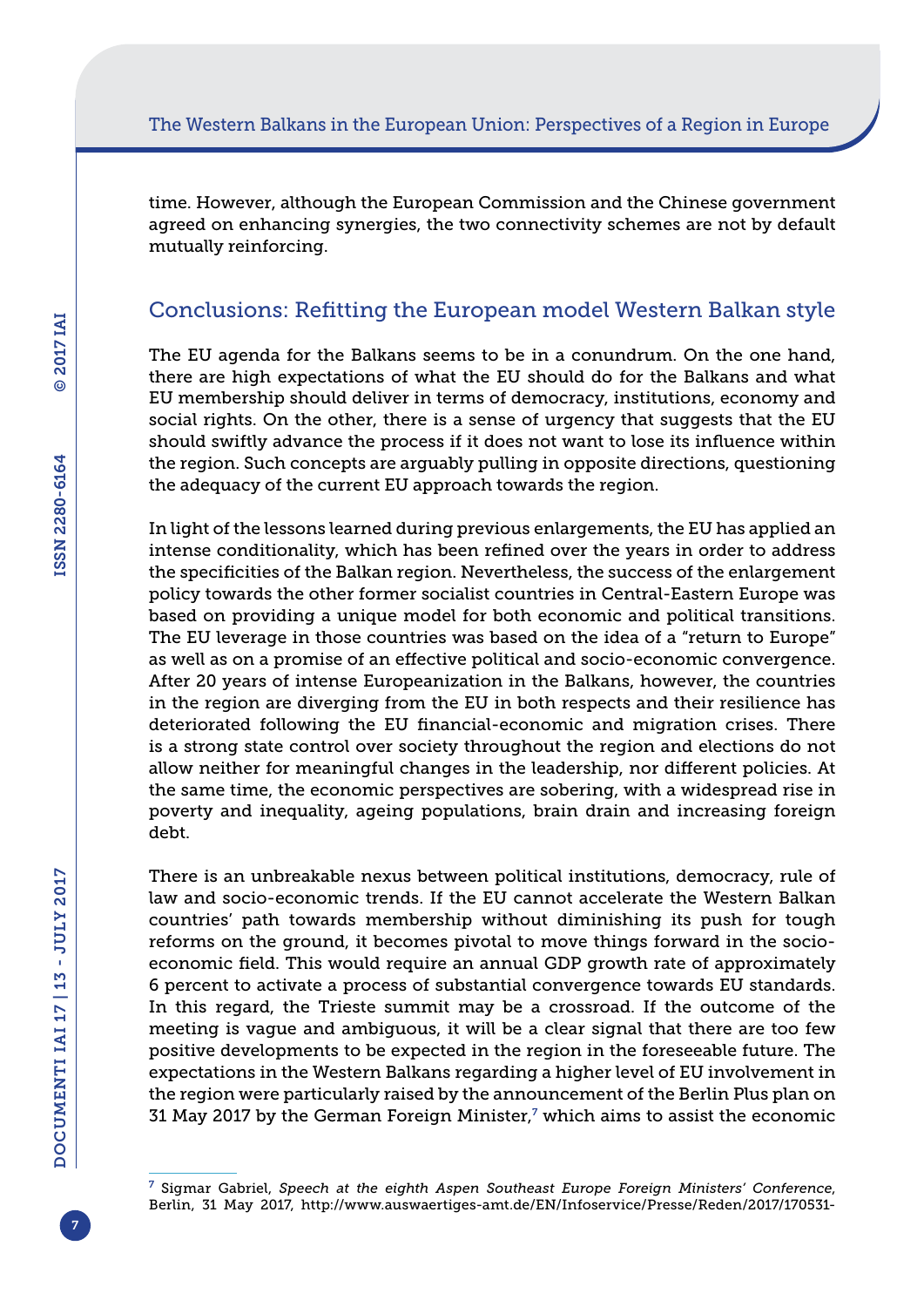time. However, although the European Commission and the Chinese government agreed on enhancing synergies, the two connectivity schemes are not by default mutually reinforcing.

## Conclusions: Refitting the European model Western Balkan style

The EU agenda for the Balkans seems to be in a conundrum. On the one hand, there are high expectations of what the EU should do for the Balkans and what EU membership should deliver in terms of democracy, institutions, economy and social rights. On the other, there is a sense of urgency that suggests that the EU should swiftly advance the process if it does not want to lose its influence within the region. Such concepts are arguably pulling in opposite directions, questioning the adequacy of the current EU approach towards the region.

In light of the lessons learned during previous enlargements, the EU has applied an intense conditionality, which has been refined over the years in order to address the specificities of the Balkan region. Nevertheless, the success of the enlargement policy towards the other former socialist countries in Central-Eastern Europe was based on providing a unique model for both economic and political transitions. The EU leverage in those countries was based on the idea of a "return to Europe" as well as on a promise of an effective political and socio-economic convergence. After 20 years of intense Europeanization in the Balkans, however, the countries in the region are diverging from the EU in both respects and their resilience has deteriorated following the EU financial-economic and migration crises. There is a strong state control over society throughout the region and elections do not allow neither for meaningful changes in the leadership, nor different policies. At the same time, the economic perspectives are sobering, with a widespread rise in poverty and inequality, ageing populations, brain drain and increasing foreign debt.

There is an unbreakable nexus between political institutions, democracy, rule of law and socio-economic trends. If the EU cannot accelerate the Western Balkan countries' path towards membership without diminishing its push for tough reforms on the ground, it becomes pivotal to move things forward in the socio-economic field. This would require an annual GDP growth rate of approximately 6 percent to activate a process of substantial convergence towards EU standards. In this regard, the Trieste summit may be a crossroad. If the outcome of the meeting is vague and ambiguous, it will be a clear signal that there are too few positive developments to be expected in the region in the foreseeable future. The expectations in the Western Balkans regarding a higher level of EU involvement in the region were particularly raised by the announcement of the Berlin Plus plan on 31 May 2017 by the German Foreign Minister,[7] which aims to assist the economic

---

[7] Sigmar Gabriel, *Speech at the eighth Aspen Southeast Europe Foreign Ministers' Conference*, Berlin, 31 May 2017, http://www.auswaertiges-amt.de/EN/Infoservice/Presse/Reden/2017/170531-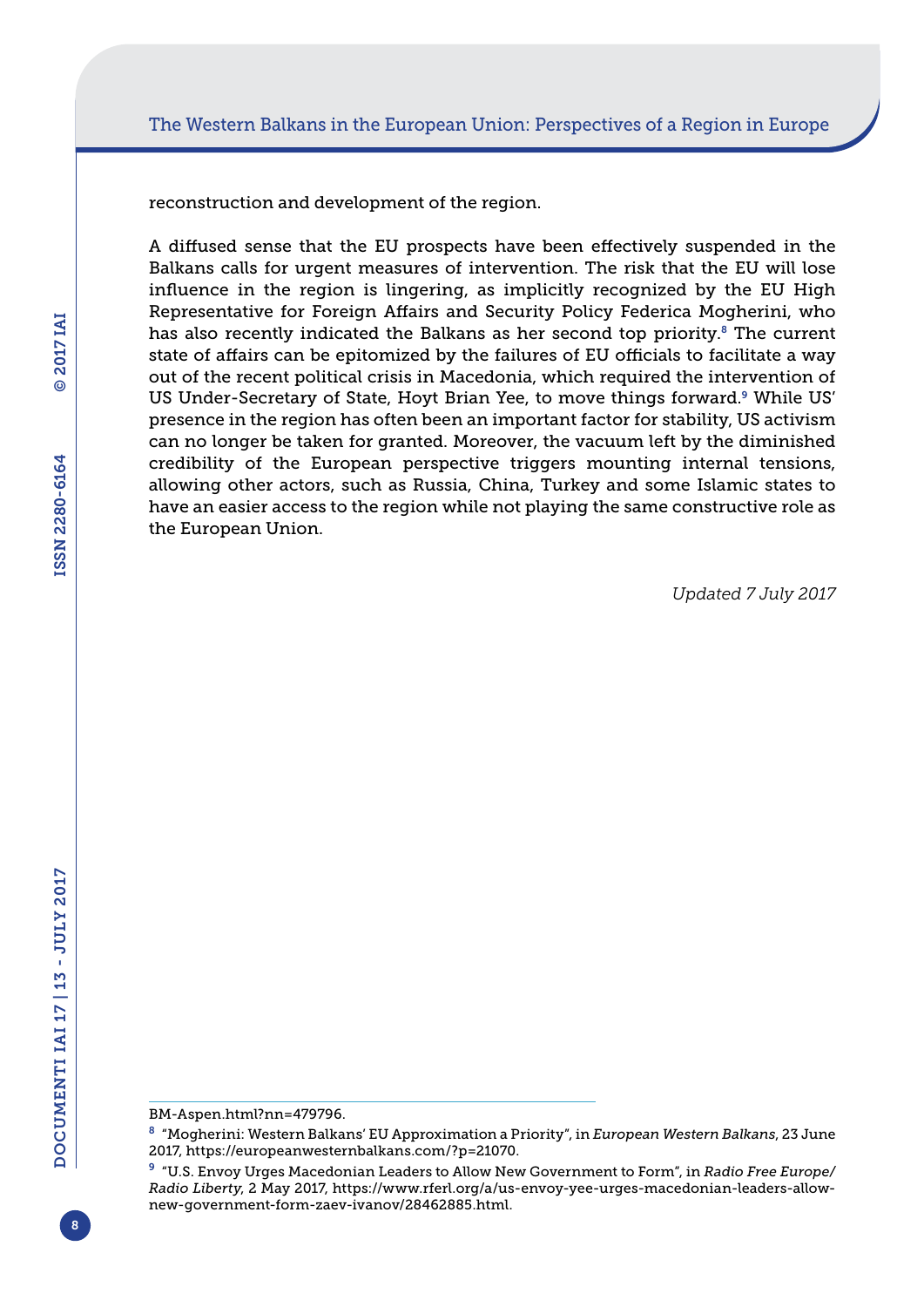reconstruction and development of the region.

A diffused sense that the EU prospects have been effectively suspended in the Balkans calls for urgent measures of intervention. The risk that the EU will lose influence in the region is lingering, as implicitly recognized by the EU High Representative for Foreign Affairs and Security Policy Federica Mogherini, who has also recently indicated the Balkans as her second top priority.[8] The current state of affairs can be epitomized by the failures of EU officials to facilitate a way out of the recent political crisis in Macedonia, which required the intervention of US Under-Secretary of State, Hoyt Brian Yee, to move things forward.[9] While US' presence in the region has often been an important factor for stability, US activism can no longer be taken for granted. Moreover, the vacuum left by the diminished credibility of the European perspective triggers mounting internal tensions, allowing other actors, such as Russia, China, Turkey and some Islamic states to have an easier access to the region while not playing the same constructive role as the European Union.

*Updated 7 July 2017*

---

BM-Aspen.html?nn=479796.

[8] "Mogherini: Western Balkans' EU Approximation a Priority", in *European Western Balkans*, 23 June 2017, https://europeanwesternbalkans.com/?p=21070.

[9] "U.S. Envoy Urges Macedonian Leaders to Allow New Government to Form", in *Radio Free Europe/ Radio Liberty*, 2 May 2017, https://www.rferl.org/a/us-envoy-yee-urges-macedonian-leaders-allow-new-government-form-zaev-ivanov/28462885.html.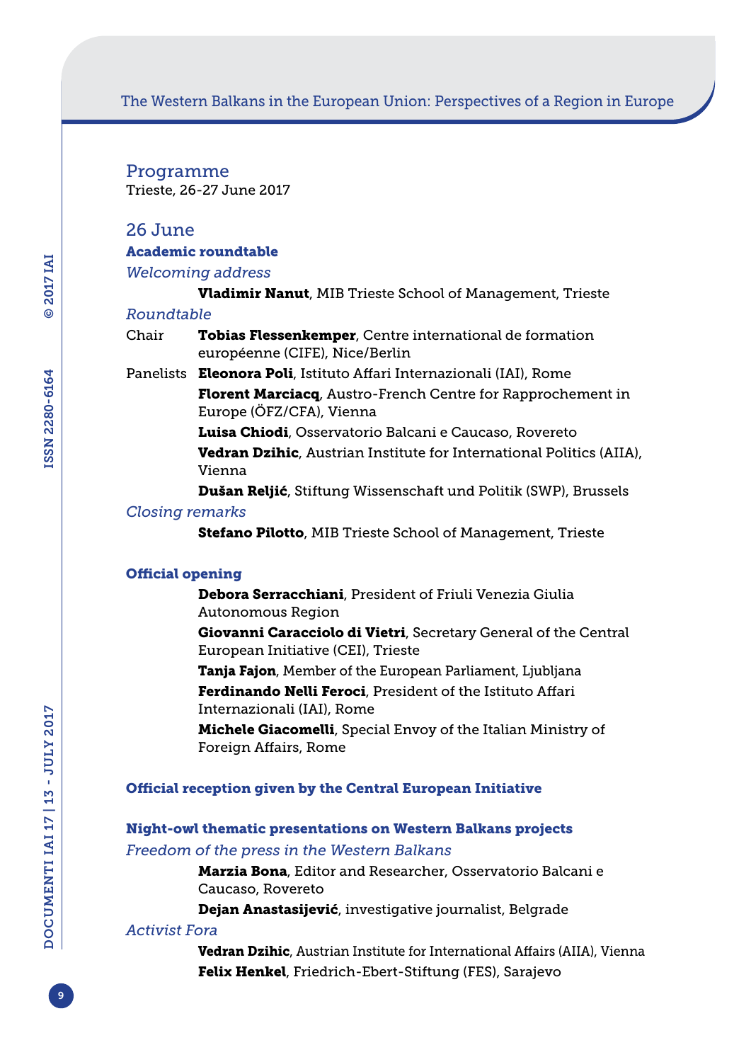## Programme

Trieste, 26-27 June 2017

### 26 June

**Academic roundtable**

*Welcoming address*

**Vladimir Nanut**, MIB Trieste School of Management, Trieste

*Roundtable*

Chair **Tobias Flessenkemper**, Centre international de formation européenne (CIFE), Nice/Berlin

Panelists **Eleonora Poli**, Istituto Affari Internazionali (IAI), Rome

**Florent Marciacq**, Austro-French Centre for Rapprochement in Europe (ÖFZ/CFA), Vienna

**Luisa Chiodi**, Osservatorio Balcani e Caucaso, Rovereto

**Vedran Dzihic**, Austrian Institute for International Politics (AIIA), Vienna

**Dušan Reljić**, Stiftung Wissenschaft und Politik (SWP), Brussels

*Closing remarks*

**Stefano Pilotto**, MIB Trieste School of Management, Trieste

**Official opening**

**Debora Serracchiani**, President of Friuli Venezia Giulia Autonomous Region

**Giovanni Caracciolo di Vietri**, Secretary General of the Central European Initiative (CEI), Trieste

**Tanja Fajon**, Member of the European Parliament, Ljubljana

**Ferdinando Nelli Feroci**, President of the Istituto Affari Internazionali (IAI), Rome

**Michele Giacomelli**, Special Envoy of the Italian Ministry of Foreign Affairs, Rome

**Official reception given by the Central European Initiative**

**Night-owl thematic presentations on Western Balkans projects**

*Freedom of the press in the Western Balkans*

**Marzia Bona**, Editor and Researcher, Osservatorio Balcani e Caucaso, Rovereto

**Dejan Anastasijević**, investigative journalist, Belgrade

*Activist Fora*

**Vedran Dzihic**, Austrian Institute for International Affairs (AIIA), Vienna

**Felix Henkel**, Friedrich-Ebert-Stiftung (FES), Sarajevo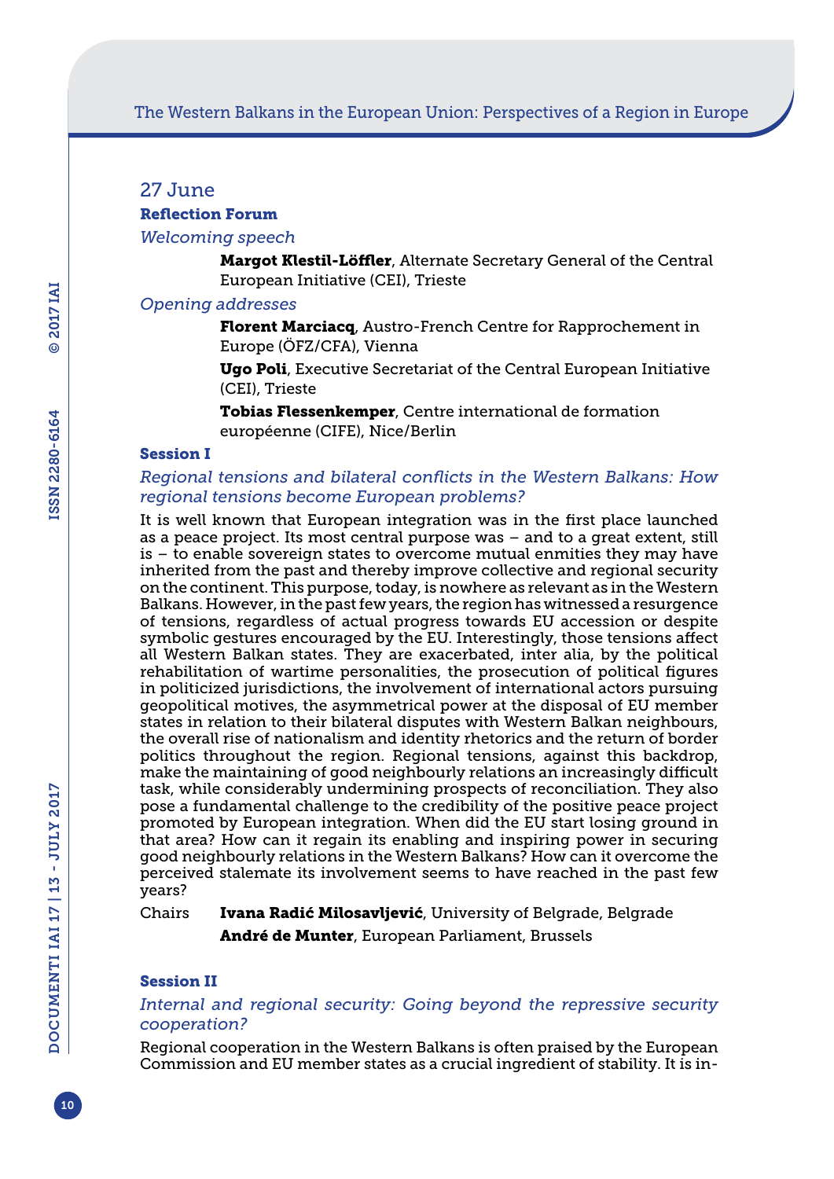## 27 June

### Reflection Forum

*Welcoming speech*

**Margot Klestil-Löffler**, Alternate Secretary General of the Central European Initiative (CEI), Trieste

*Opening addresses*

**Florent Marciacq**, Austro-French Centre for Rapprochement in Europe (ÖFZ/CFA), Vienna

**Ugo Poli**, Executive Secretariat of the Central European Initiative (CEI), Trieste

**Tobias Flessenkemper**, Centre international de formation européenne (CIFE), Nice/Berlin

### Session I

*Regional tensions and bilateral conflicts in the Western Balkans: How regional tensions become European problems?*

It is well known that European integration was in the first place launched as a peace project. Its most central purpose was – and to a great extent, still is – to enable sovereign states to overcome mutual enmities they may have inherited from the past and thereby improve collective and regional security on the continent. This purpose, today, is nowhere as relevant as in the Western Balkans. However, in the past few years, the region has witnessed a resurgence of tensions, regardless of actual progress towards EU accession or despite symbolic gestures encouraged by the EU. Interestingly, those tensions affect all Western Balkan states. They are exacerbated, inter alia, by the political rehabilitation of wartime personalities, the prosecution of political figures in politicized jurisdictions, the involvement of international actors pursuing geopolitical motives, the asymmetrical power at the disposal of EU member states in relation to their bilateral disputes with Western Balkan neighbours, the overall rise of nationalism and identity rhetorics and the return of border politics throughout the region. Regional tensions, against this backdrop, make the maintaining of good neighbourly relations an increasingly difficult task, while considerably undermining prospects of reconciliation. They also pose a fundamental challenge to the credibility of the positive peace project promoted by European integration. When did the EU start losing ground in that area? How can it regain its enabling and inspiring power in securing good neighbourly relations in the Western Balkans? How can it overcome the perceived stalemate its involvement seems to have reached in the past few years?

Chairs **Ivana Radić Milosavljević**, University of Belgrade, Belgrade

**André de Munter**, European Parliament, Brussels

### Session II

*Internal and regional security: Going beyond the repressive security cooperation?*

Regional cooperation in the Western Balkans is often praised by the European Commission and EU member states as a crucial ingredient of stability. It is in-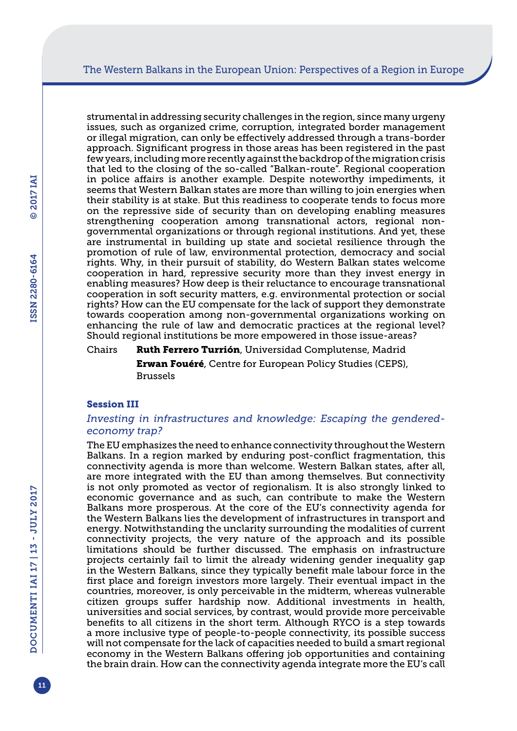strumental in addressing security challenges in the region, since many urgeny issues, such as organized crime, corruption, integrated border management or illegal migration, can only be effectively addressed through a trans-border approach. Significant progress in those areas has been registered in the past few years, including more recently against the backdrop of the migration crisis that led to the closing of the so-called "Balkan-route". Regional cooperation in police affairs is another example. Despite noteworthy impediments, it seems that Western Balkan states are more than willing to join energies when their stability is at stake. But this readiness to cooperate tends to focus more on the repressive side of security than on developing enabling measures strengthening cooperation among transnational actors, regional non-governmental organizations or through regional institutions. And yet, these are instrumental in building up state and societal resilience through the promotion of rule of law, environmental protection, democracy and social rights. Why, in their pursuit of stability, do Western Balkan states welcome cooperation in hard, repressive security more than they invest energy in enabling measures? How deep is their reluctance to encourage transnational cooperation in soft security matters, e.g. environmental protection or social rights? How can the EU compensate for the lack of support they demonstrate towards cooperation among non-governmental organizations working on enhancing the rule of law and democratic practices at the regional level? Should regional institutions be more empowered in those issue-areas?

Chairs **Ruth Ferrero Turrión**, Universidad Complutense, Madrid
**Erwan Fouéré**, Centre for European Policy Studies (CEPS), Brussels

### Session III

*Investing in infrastructures and knowledge: Escaping the gendered-economy trap?*

The EU emphasizes the need to enhance connectivity throughout the Western Balkans. In a region marked by enduring post-conflict fragmentation, this connectivity agenda is more than welcome. Western Balkan states, after all, are more integrated with the EU than among themselves. But connectivity is not only promoted as vector of regionalism. It is also strongly linked to economic governance and as such, can contribute to make the Western Balkans more prosperous. At the core of the EU's connectivity agenda for the Western Balkans lies the development of infrastructures in transport and energy. Notwithstanding the unclarity surrounding the modalities of current connectivity projects, the very nature of the approach and its possible limitations should be further discussed. The emphasis on infrastructure projects certainly fail to limit the already widening gender inequality gap in the Western Balkans, since they typically benefit male labour force in the first place and foreign investors more largely. Their eventual impact in the countries, moreover, is only perceivable in the midterm, whereas vulnerable citizen groups suffer hardship now. Additional investments in health, universities and social services, by contrast, would provide more perceivable benefits to all citizens in the short term. Although RYCO is a step towards a more inclusive type of people-to-people connectivity, its possible success will not compensate for the lack of capacities needed to build a smart regional economy in the Western Balkans offering job opportunities and containing the brain drain. How can the connectivity agenda integrate more the EU's call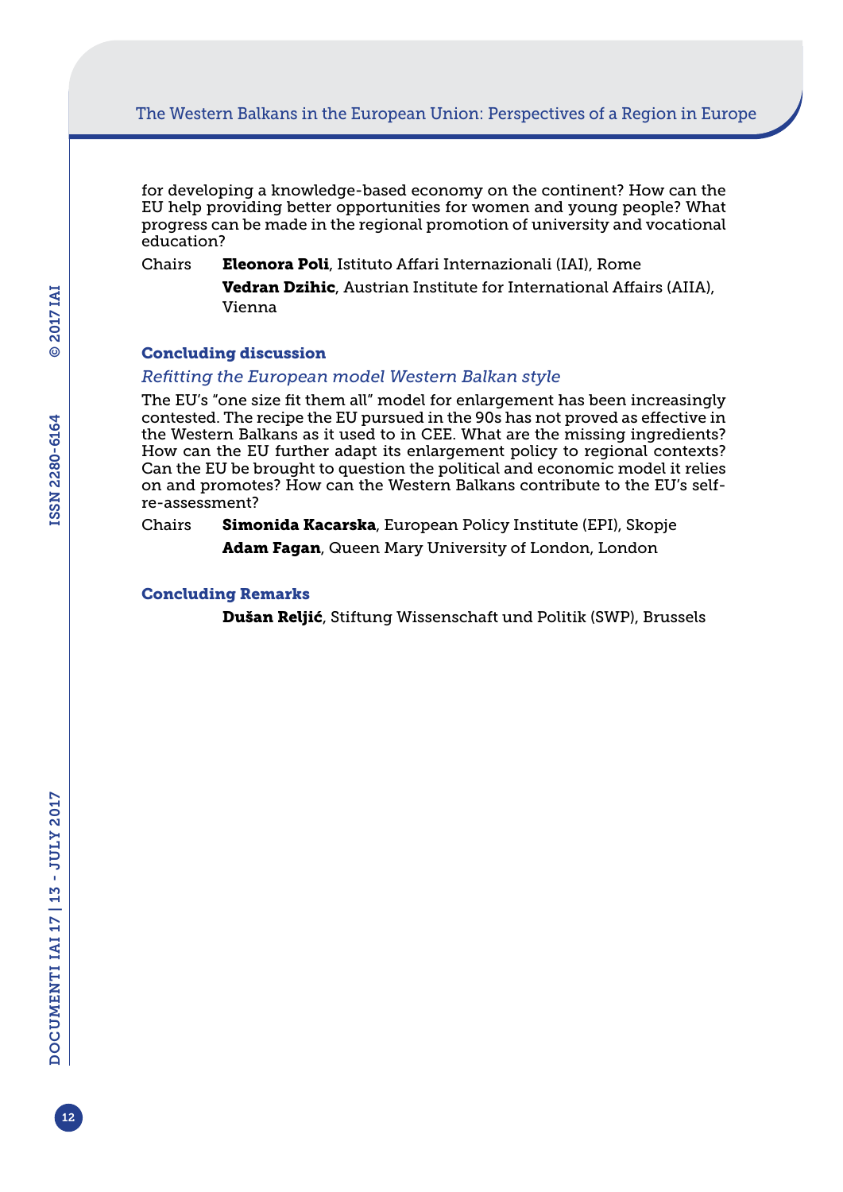for developing a knowledge-based economy on the continent? How can the EU help providing better opportunities for women and young people? What progress can be made in the regional promotion of university and vocational education?

Chairs **Eleonora Poli**, Istituto Affari Internazionali (IAI), Rome
**Vedran Dzihic**, Austrian Institute for International Affairs (AIIA), Vienna

### Concluding discussion

*Refitting the European model Western Balkan style*

The EU's "one size fit them all" model for enlargement has been increasingly contested. The recipe the EU pursued in the 90s has not proved as effective in the Western Balkans as it used to in CEE. What are the missing ingredients? How can the EU further adapt its enlargement policy to regional contexts? Can the EU be brought to question the political and economic model it relies on and promotes? How can the Western Balkans contribute to the EU's self-re-assessment?

Chairs **Simonida Kacarska**, European Policy Institute (EPI), Skopje
**Adam Fagan**, Queen Mary University of London, London

### Concluding Remarks

**Dušan Reljić**, Stiftung Wissenschaft und Politik (SWP), Brussels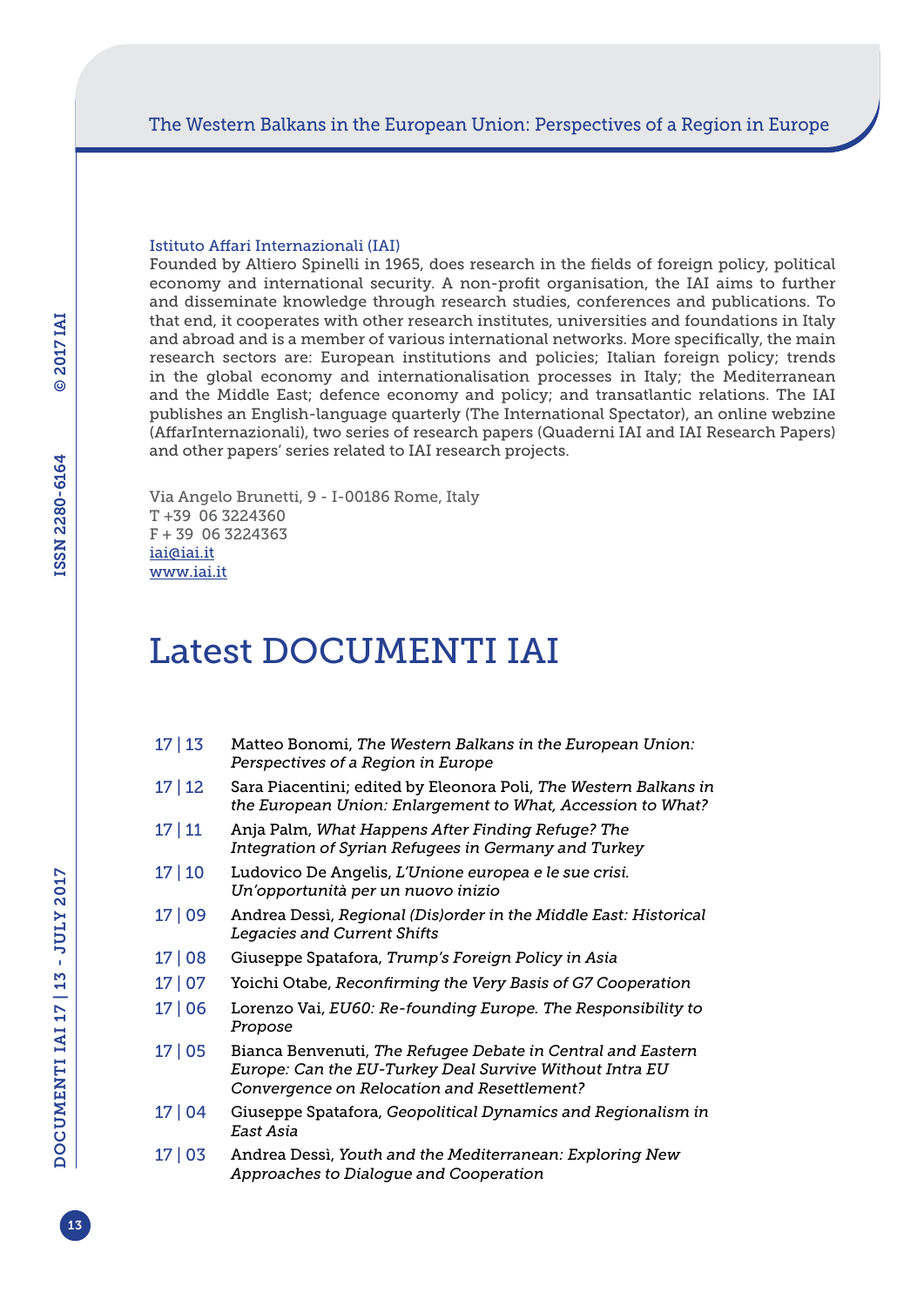Istituto Affari Internazionali (IAI)
Founded by Altiero Spinelli in 1965, does research in the fields of foreign policy, political economy and international security. A non-profit organisation, the IAI aims to further and disseminate knowledge through research studies, conferences and publications. To that end, it cooperates with other research institutes, universities and foundations in Italy and abroad and is a member of various international networks. More specifically, the main research sectors are: European institutions and policies; Italian foreign policy; trends in the global economy and internationalisation processes in Italy; the Mediterranean and the Middle East; defence economy and policy; and transatlantic relations. The IAI publishes an English-language quarterly (The International Spectator), an online webzine (AffarInternazionali), two series of research papers (Quaderni IAI and IAI Research Papers) and other papers' series related to IAI research projects.

Via Angelo Brunetti, 9 - I-00186 Rome, Italy
T +39 06 3224360
F + 39 06 3224363
iai@iai.it
www.iai.it

# Latest DOCUMENTI IAI

| | |
|---|---|
| 17 \| 13 | Matteo Bonomi, *The Western Balkans in the European Union: Perspectives of a Region in Europe* |
| 17 \| 12 | Sara Piacentini; edited by Eleonora Poli, *The Western Balkans in the European Union: Enlargement to What, Accession to What?* |
| 17 \| 11 | Anja Palm, *What Happens After Finding Refuge? The Integration of Syrian Refugees in Germany and Turkey* |
| 17 \| 10 | Ludovico De Angelis, *L'Unione europea e le sue crisi. Un'opportunità per un nuovo inizio* |
| 17 \| 09 | Andrea Dessì, *Regional (Dis)order in the Middle East: Historical Legacies and Current Shifts* |
| 17 \| 08 | Giuseppe Spatafora, *Trump's Foreign Policy in Asia* |
| 17 \| 07 | Yoichi Otabe, *Reconfirming the Very Basis of G7 Cooperation* |
| 17 \| 06 | Lorenzo Vai, *EU60: Re-founding Europe. The Responsibility to Propose* |
| 17 \| 05 | Bianca Benvenuti, *The Refugee Debate in Central and Eastern Europe: Can the EU-Turkey Deal Survive Without Intra EU Convergence on Relocation and Resettlement?* |
| 17 \| 04 | Giuseppe Spatafora, *Geopolitical Dynamics and Regionalism in East Asia* |
| 17 \| 03 | Andrea Dessì, *Youth and the Mediterranean: Exploring New Approaches to Dialogue and Cooperation* |